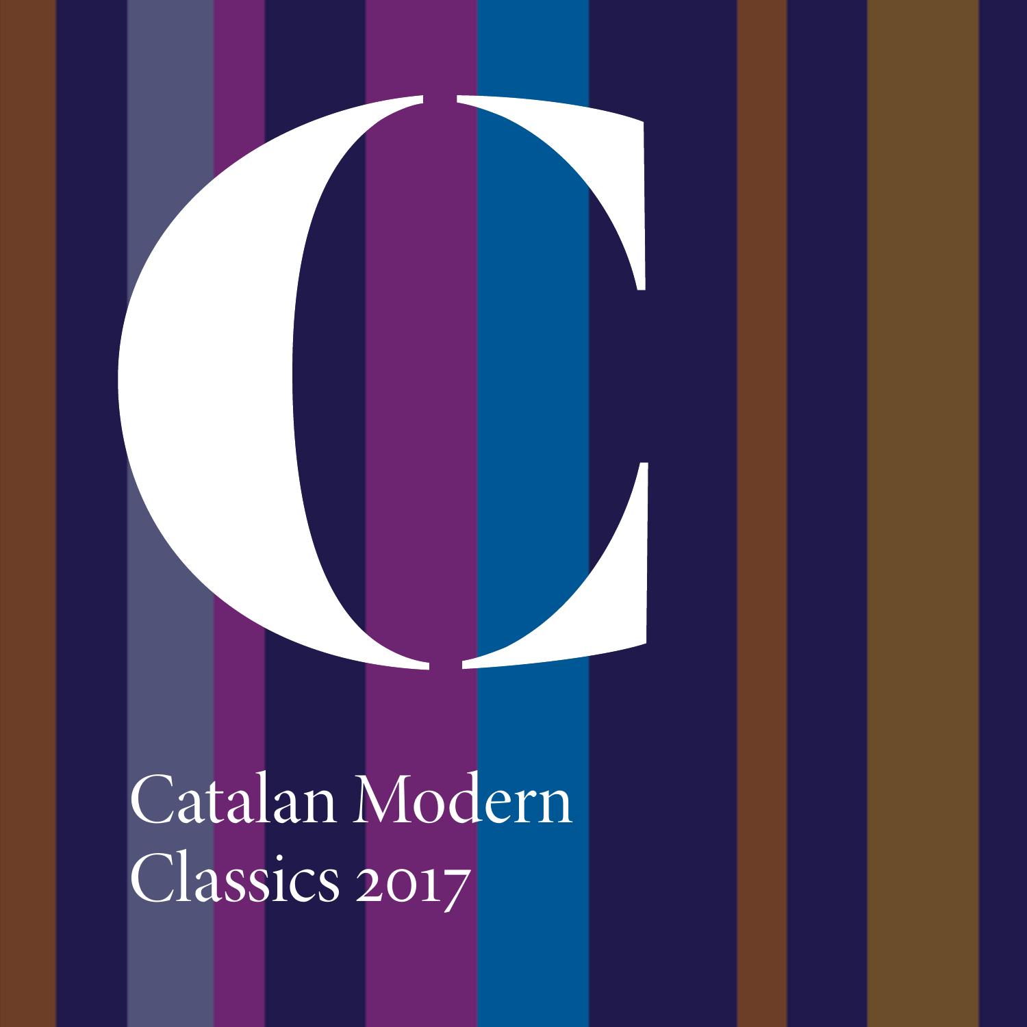# Catalan Modern Classics 2017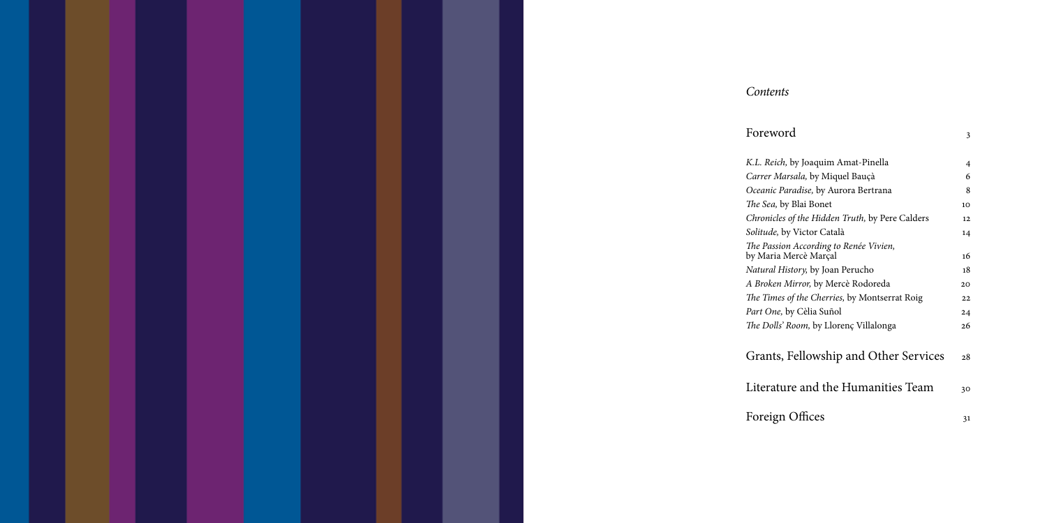*Contents*

| | |
|---|---|
| Foreword | 3 |
| *K.L. Reich*, by Joaquim Amat-Pinella | 4 |
| *Carrer Marsala*, by Miquel Bauçà | 6 |
| *Oceanic Paradise*, by Aurora Bertrana | 8 |
| *The Sea*, by Blai Bonet | 10 |
| *Chronicles of the Hidden Truth*, by Pere Calders | 12 |
| *Solitude*, by Victor Català | 14 |
| *The Passion According to Renée Vivien*, by Maria Mercè Marçal | 16 |
| *Natural History*, by Joan Perucho | 18 |
| *A Broken Mirror*, by Mercè Rodoreda | 20 |
| *The Times of the Cherries*, by Montserrat Roig | 22 |
| *Part One*, by Cèlia Suñol | 24 |
| *The Dolls' Room*, by Llorenç Villalonga | 26 |
| Grants, Fellowship and Other Services | 28 |
| Literature and the Humanities Team | 30 |
| Foreign Offices | 31 |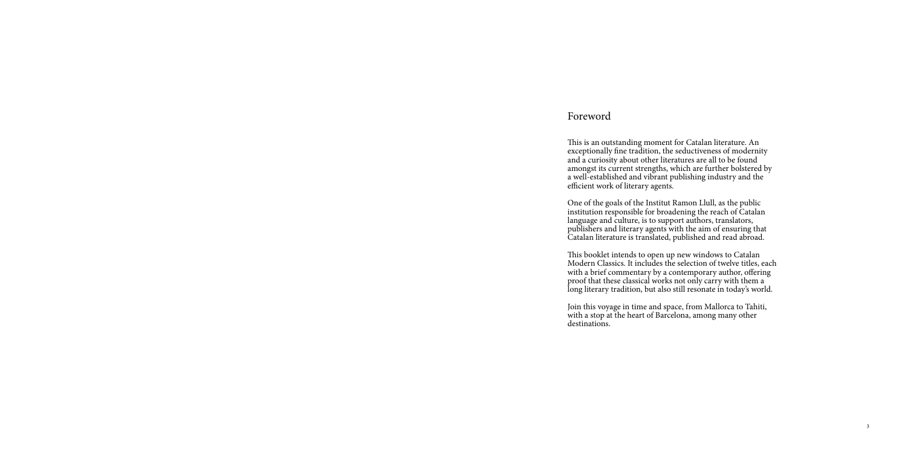# Foreword

This is an outstanding moment for Catalan literature. An exceptionally fine tradition, the seductiveness of modernity and a curiosity about other literatures are all to be found amongst its current strengths, which are further bolstered by a well-established and vibrant publishing industry and the efficient work of literary agents.

One of the goals of the Institut Ramon Llull, as the public institution responsible for broadening the reach of Catalan language and culture, is to support authors, translators, publishers and literary agents with the aim of ensuring that Catalan literature is translated, published and read abroad.

This booklet intends to open up new windows to Catalan Modern Classics. It includes the selection of twelve titles, each with a brief commentary by a contemporary author, offering proof that these classical works not only carry with them a long literary tradition, but also still resonate in today's world.

Join this voyage in time and space, from Mallorca to Tahiti, with a stop at the heart of Barcelona, among many other destinations.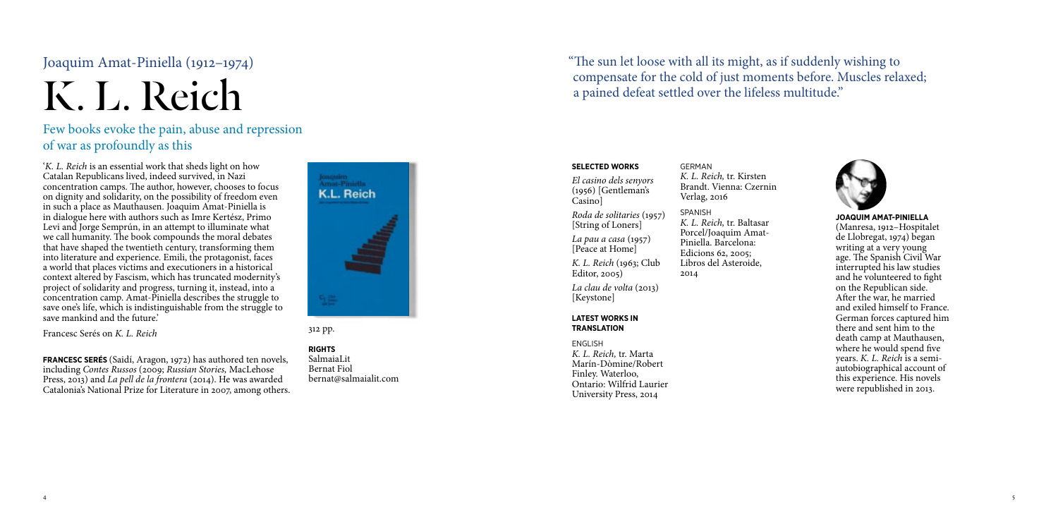Joaquim Amat-Piniella (1912–1974)

# K. L. Reich

## Few books evoke the pain, abuse and repression of war as profoundly as this

'*K. L. Reich* is an essential work that sheds light on how Catalan Republicans lived, indeed survived, in Nazi concentration camps. The author, however, chooses to focus on dignity and solidarity, on the possibility of freedom even in such a place as Mauthausen. Joaquim Amat-Piniella is in dialogue here with authors such as Imre Kertész, Primo Levi and Jorge Semprún, in an attempt to illuminate what we call humanity. The book compounds the moral debates that have shaped the twentieth century, transforming them into literature and experience. Emili, the protagonist, faces a world that places victims and executioners in a historical context altered by Fascism, which has truncated modernity's project of solidarity and progress, turning it, instead, into a concentration camp. Amat-Piniella describes the struggle to save one's life, which is indistinguishable from the struggle to save mankind and the future.'

Francesc Serés on *K. L. Reich*

**FRANCESC SERÉS** (Saidí, Aragon, 1972) has authored ten novels, including *Contes Russos* (2009; *Russian Stories,* MacLehose Press, 2013) and *La pell de la frontera* (2014). He was awarded Catalonia's National Prize for Literature in 2007, among others.

312 pp.

**RIGHTS**
SalmaiaLit
Bernat Fiol
bernat@salmaialit.com

"The sun let loose with all its might, as if suddenly wishing to compensate for the cold of just moments before. Muscles relaxed; a pained defeat settled over the lifeless multitude."

**SELECTED WORKS**

*El casino dels senyors* (1956) [Gentleman's Casino]

*Roda de solitaries* (1957) [String of Loners]

*La pau a casa* (1957) [Peace at Home]

*K. L. Reich* (1963; Club Editor, 2005)

*La clau de volta* (2013) [Keystone]

**LATEST WORKS IN TRANSLATION**

ENGLISH
*K. L. Reich,* tr. Marta Marín-Dòmine/Robert Finley. Waterloo, Ontario: Wilfrid Laurier University Press, 2014

GERMAN
*K. L. Reich,* tr. Kirsten Brandt. Vienna: Czernin Verlag, 2016

SPANISH
*K. L. Reich,* tr. Baltasar Porcel/Joaquim Amat-Piniella. Barcelona: Edicions 62, 2005; Libros del Asteroide, 2014

**JOAQUIM AMAT-PINIELLA** (Manresa, 1912–Hospitalet de Llobregat, 1974) began writing at a very young age. The Spanish Civil War interrupted his law studies and he volunteered to fight on the Republican side. After the war, he married and exiled himself to France. German forces captured him there and sent him to the death camp at Mauthausen, where he would spend five years. *K. L. Reich* is a semi-autobiographical account of this experience. His novels were republished in 2013.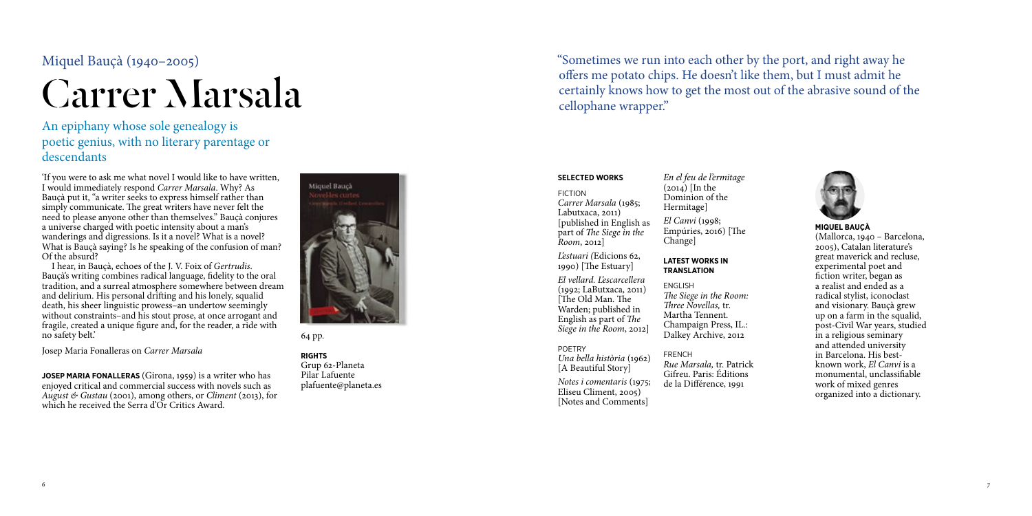Miquel Bauçà (1940–2005)

# Carrer Marsala

## An epiphany whose sole genealogy is poetic genius, with no literary parentage or descendants

'If you were to ask me what novel I would like to have written, I would immediately respond *Carrer Marsala*. Why? As Bauçà put it, "a writer seeks to express himself rather than simply communicate. The great writers have never felt the need to please anyone other than themselves." Bauçà conjures a universe charged with poetic intensity about a man's wanderings and digressions. Is it a novel? What is a novel? What is Bauçà saying? Is he speaking of the confusion of man? Of the absurd?

I hear, in Bauçà, echoes of the J. V. Foix of *Gertrudis*. Bauçà's writing combines radical language, fidelity to the oral tradition, and a surreal atmosphere somewhere between dream and delirium. His personal drifting and his lonely, squalid death, his sheer linguistic prowess–an undertow seemingly without constraints–and his stout prose, at once arrogant and fragile, created a unique figure and, for the reader, a ride with no safety belt.'

Josep Maria Fonalleras on *Carrer Marsala*

**JOSEP MARIA FONALLERAS** (Girona, 1959) is a writer who has enjoyed critical and commercial success with novels such as *August & Gustau* (2001), among others, or *Climent* (2013), for which he received the Serra d'Or Critics Award.

64 pp.

**RIGHTS**
Grup 62-Planeta
Pilar Lafuente
plafuente@planeta.es

"Sometimes we run into each other by the port, and right away he offers me potato chips. He doesn't like them, but I must admit he certainly knows how to get the most out of the abrasive sound of the cellophane wrapper."

**SELECTED WORKS**

FICTION

*Carrer Marsala* (1985; Labutxaca, 2011) [published in English as part of *The Siege in the Room*, 2012]

*L'estuari (*Edicions 62, 1990) [The Estuary]

*El vellard. L'escarcellera* (1992; LaButxaca, 2011) [The Old Man. The Warden; published in English as part of *The Siege in the Room*, 2012]

POETRY

*Una bella història* (1962) [A Beautiful Story]

*Notes i comentaris* (1975; Eliseu Climent, 2005) [Notes and Comments]

*En el feu de l'ermitage* (2014) [In the Dominion of the Hermitage]

*El Canvi* (1998; Empúries, 2016) [The Change]

**LATEST WORKS IN TRANSLATION**

ENGLISH

*The Siege in the Room: Three Novellas,* tr. Martha Tennent. Champaign Press, IL.: Dalkey Archive, 2012

FRENCH

*Rue Marsala,* tr. Patrick Gifreu. Paris: Éditions de la Différence, 1991

**MIQUEL BAUÇÀ**

(Mallorca, 1940 – Barcelona, 2005), Catalan literature's great maverick and recluse, experimental poet and fiction writer, began as a realist and ended as a radical stylist, iconoclast and visionary. Bauçà grew up on a farm in the squalid, post-Civil War years, studied in a religious seminary and attended university in Barcelona. His best-known work, *El Canvi* is a monumental, unclassifiable work of mixed genres organized into a dictionary.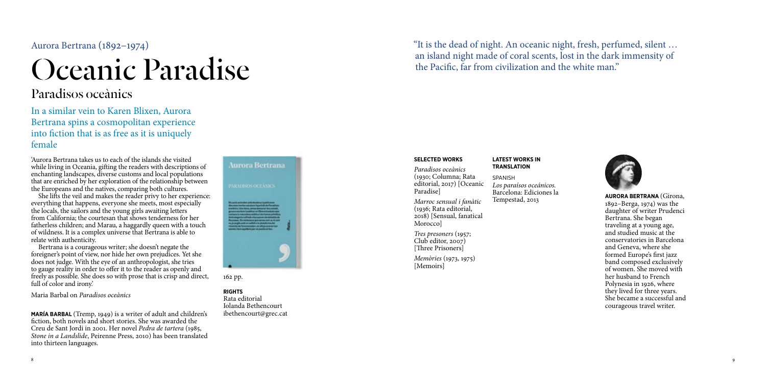Aurora Bertrana (1892–1974)

# Oceanic Paradise

## Paradisos oceànics

In a similar vein to Karen Blixen, Aurora Bertrana spins a cosmopolitan experience into fiction that is as free as it is uniquely female

'Aurora Bertrana takes us to each of the islands she visited while living in Oceania, gifting the readers with descriptions of enchanting landscapes, diverse customs and local populations that are enriched by her exploration of the relationship between the Europeans and the natives, comparing both cultures.

She lifts the veil and makes the reader privy to her experience: everything that happens, everyone she meets, most especially the locals, the sailors and the young girls awaiting letters from California; the courtesan that shows tenderness for her fatherless children; and Marau, a haggardly queen with a touch of wildness. It is a complex universe that Bertrana is able to relate with authenticity.

Bertrana is a courageous writer; she doesn't negate the foreigner's point of view, nor hide her own prejudices. Yet she does not judge. With the eye of an anthropologist, she tries to gauge reality in order to offer it to the reader as openly and freely as possible. She does so with prose that is crisp and direct, full of color and irony.'

Maria Barbal on *Paradisos oceànics*

**MARÍA BARBAL** (Tremp, 1949) is a writer of adult and children's fiction, both novels and short stories. She was awarded the Creu de Sant Jordi in 2001. Her novel *Pedra de tartera* (1985, *Stone in a Landslide*, Peirenne Press, 2010) has been translated into thirteen languages.

162 pp.

**RIGHTS**
Rata editorial
Iolanda Bethencourt
ibethencourt@grec.cat

"It is the dead of night. An oceanic night, fresh, perfumed, silent … an island night made of coral scents, lost in the dark immensity of the Pacific, far from civilization and the white man."

**SELECTED WORKS**

*Paradisos oceànics* (1930; Columna; Rata editorial, 2017) [Oceanic Paradise]

*Marroc sensual i fanàtic* (1936; Rata editorial, 2018) [Sensual, fanatical Morocco]

*Tres presoners* (1957; Club editor, 2007) [Three Prisoners]

*Memòries* (1973, 1975) [Memoirs]

**LATEST WORKS IN TRANSLATION**

SPANISH
*Los paraísos oceánicos.* Barcelona: Ediciones la Tempestad, 2013

**AURORA BERTRANA** (Girona, 1892–Berga, 1974) was the daughter of writer Prudenci Bertrana. She began traveling at a young age, and studied music at the conservatories in Barcelona and Geneva, where she formed Europe's first jazz band composed exclusively of women. She moved with her husband to French Polynesia in 1926, where they lived for three years. She became a successful and courageous travel writer.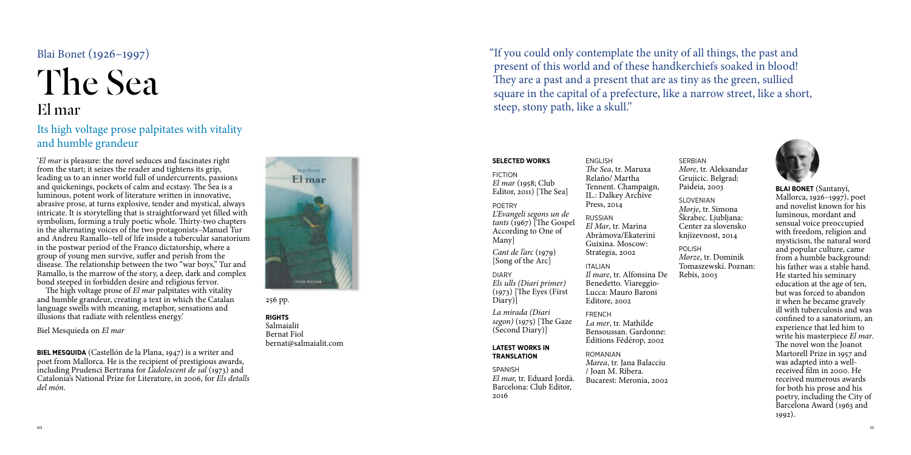Blai Bonet (1926–1997)

# The Sea

## El mar

### Its high voltage prose palpitates with vitality and humble grandeur

'*El mar* is pleasure: the novel seduces and fascinates right from the start; it seizes the reader and tightens its grip, leading us to an inner world full of undercurrents, passions and quickenings, pockets of calm and ecstasy. The Sea is a luminous, potent work of literature written in innovative, abrasive prose, at turns explosive, tender and mystical, always intricate. It is storytelling that is straightforward yet filled with symbolism, forming a truly poetic whole. Thirty-two chapters in the alternating voices of the two protagonists–Manuel Tur and Andreu Ramallo–tell of life inside a tubercular sanatorium in the postwar period of the Franco dictatorship, where a group of young men survive, suffer and perish from the disease. The relationship between the two "war boys," Tur and Ramallo, is the marrow of the story, a deep, dark and complex bond steeped in forbidden desire and religious fervor.

The high voltage prose of *El mar* palpitates with vitality and humble grandeur, creating a text in which the Catalan language swells with meaning, metaphor, sensations and illusions that radiate with relentless energy.'

Biel Mesquieda on *El mar*

**BIEL MESQUIDA** (Castellón de la Plana, 1947) is a writer and poet from Mallorca. He is the recipient of prestigious awards, including Prudenci Bertrana for *L'adolescent de sal* (1973) and Catalonia's National Prize for Literature, in 2006, for *Els detalls del món*.

256 pp.

**RIGHTS**
Salmaialit
Bernat Fiol
bernat@salmaialit.com

"If you could only contemplate the unity of all things, the past and present of this world and of these handkerchiefs soaked in blood! They are a past and a present that are as tiny as the green, sullied square in the capital of a prefecture, like a narrow street, like a short, steep, stony path, like a skull."

**SELECTED WORKS**

FICTION
*El mar* (1958; Club Editor, 2011) [The Sea]

POETRY
*L'Evangeli segons un de tants* (1967) [The Gospel According to One of Many]

*Cant de l'arc* (1979) [Song of the Arc]

DIARY
*Els ulls (Diari primer)* (1973) [The Eyes (First Diary)]

*La mirada (Diari segon)* (1975) [The Gaze (Second Diary)]

**LATEST WORKS IN TRANSLATION**

SPANISH
*El mar,* tr. Eduard Jordà. Barcelona: Club Editor, 2016

ENGLISH
*The Sea*, tr. Maruxa Relaño/ Martha Tennent. Champaign, IL.: Dalkey Archive Press, 2014

RUSSIAN
*El Mar*, tr. Marina Abràmova/Ekaterini Guixina. Moscow: Strategia, 2002

ITALIAN
*Il mare*, tr. Alfonsina De Benedetto. Viareggio-Lucca: Mauro Baroni Editore, 2002

FRENCH
*La mer*, tr. Mathilde Bensoussan. Gardonne: Éditions Fédérop, 2002

ROMANIAN
*Marea*, tr. Jana Balacciu / Joan M. Ribera. Bucarest: Meronia, 2002

SERBIAN
*More*, tr. Aleksandar Grujicic. Belgrad: Paideia, 2003

SLOVENIAN
*Morje*, tr. Simona Škrabec. Ljubljana: Center za slovensko knjizevnost, 2014

POLISH
*Morze*, tr. Dominik Tomaszewski. Poznan: Rebis, 2003

**BLAI BONET** (Santanyí, Mallorca, 1926–1997), poet and novelist known for his luminous, mordant and sensual voice preoccupied with freedom, religion and mysticism, the natural word and popular culture, came from a humble background: his father was a stable hand. He started his seminary education at the age of ten, but was forced to abandon it when he became gravely ill with tuberculosis and was confined to a sanatorium, an experience that led him to write his masterpiece *El mar*. The novel won the Joanot Martorell Prize in 1957 and was adapted into a well-received film in 2000. He received numerous awards for both his prose and his poetry, including the City of Barcelona Award (1963 and 1992).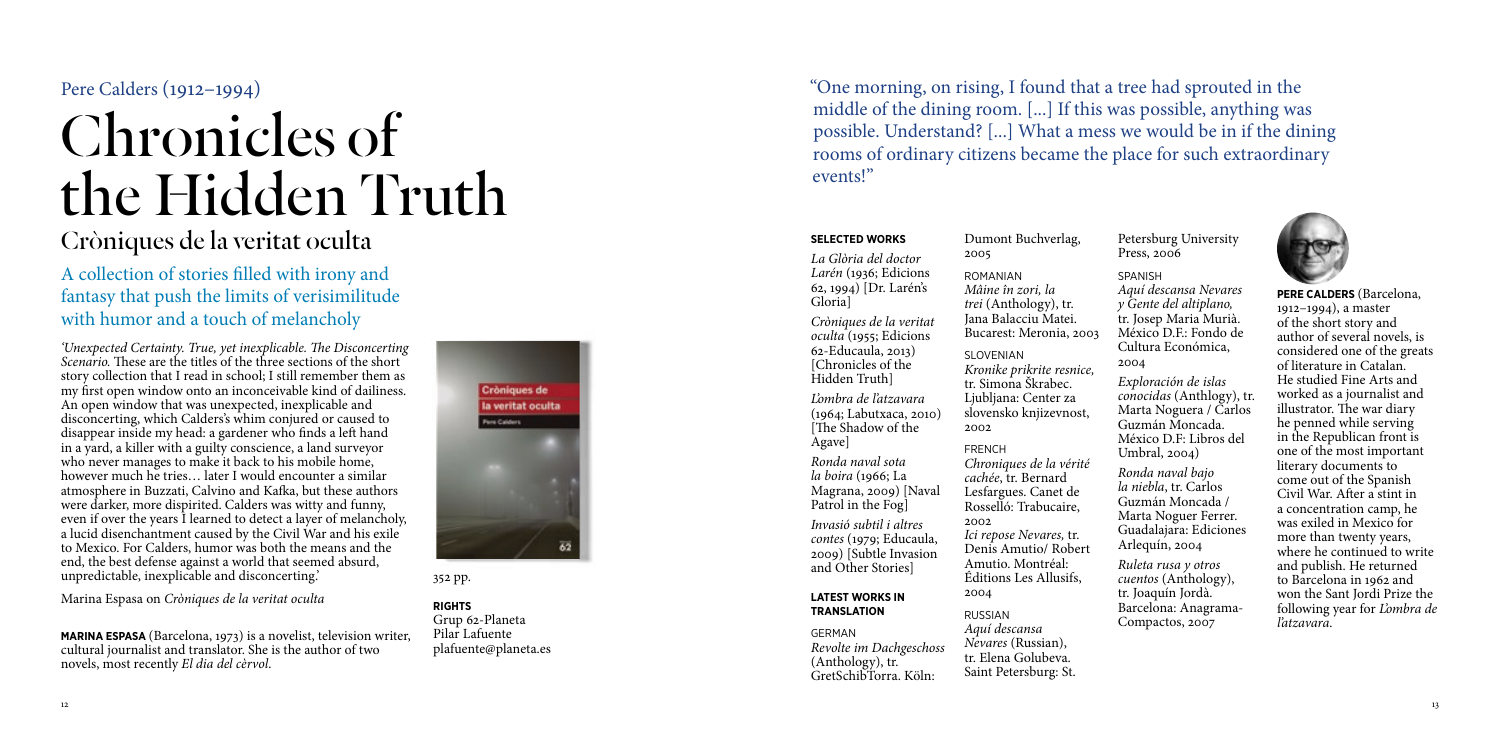Pere Calders (1912–1994)

# Chronicles of the Hidden Truth

## Cròniques de la veritat oculta

### A collection of stories filled with irony and fantasy that push the limits of verisimilitude with humor and a touch of melancholy

*'Unexpected Certainty. True, yet inexplicable. The Disconcerting Scenario.* These are the titles of the three sections of the short story collection that I read in school; I still remember them as my first open window onto an inconceivable kind of dailiness. An open window that was unexpected, inexplicable and disconcerting, which Calders's whim conjured or caused to disappear inside my head: a gardener who finds a left hand in a yard, a killer with a guilty conscience, a land surveyor who never manages to make it back to his mobile home, however much he tries… later I would encounter a similar atmosphere in Buzzati, Calvino and Kafka, but these authors were darker, more dispirited. Calders was witty and funny, even if over the years I learned to detect a layer of melancholy, a lucid disenchantment caused by the Civil War and his exile to Mexico. For Calders, humor was both the means and the end, the best defense against a world that seemed absurd, unpredictable, inexplicable and disconcerting.'

Marina Espasa on *Cròniques de la veritat oculta*

**MARINA ESPASA** (Barcelona, 1973) is a novelist, television writer, cultural journalist and translator. She is the author of two novels, most recently *El dia del cèrvol*.

352 pp.

**RIGHTS**
Grup 62-Planeta
Pilar Lafuente
plafuente@planeta.es

"One morning, on rising, I found that a tree had sprouted in the middle of the dining room. […] If this was possible, anything was possible. Understand? […] What a mess we would be in if the dining rooms of ordinary citizens became the place for such extraordinary events!"

**SELECTED WORKS**

*La Glòria del doctor Larén* (1936; Edicions 62, 1994) [Dr. Larén's Gloria]

*Cròniques de la veritat oculta* (1955; Edicions 62-Educaula, 2013) [Chronicles of the Hidden Truth]

*L'ombra de l'atzavara* (1964; Labutxaca, 2010) [The Shadow of the Agave]

*Ronda naval sota la boira* (1966; La Magrana, 2009) [Naval Patrol in the Fog]

*Invasió subtil i altres contes* (1979; Educaula, 2009) [Subtle Invasion and Other Stories]

**LATEST WORKS IN TRANSLATION**

GERMAN
*Revolte im Dachgeschoss* (Anthology), tr. GretSchibTorra. Köln: Dumont Buchverlag, 2005

ROMANIAN
*Mâine în zori, la trei* (Anthology), tr. Jana Balacciu Matei. Bucarest: Meronia, 2003

SLOVENIAN
*Kronike prikrite resnice,* tr. Simona Škrabec. Ljubljana: Center za slovensko knjizevnost, 2002

FRENCH
*Chroniques de la vérité cachée*, tr. Bernard Lesfargues. Canet de Rosselló: Trabucaire, 2002
*Ici repose Nevares,* tr. Denis Amutio/ Robert Amutio. Montréal: Éditions Les Allusifs, 2004

RUSSIAN
*Aquí descansa Nevares* (Russian), tr. Elena Golubeva. Saint Petersburg: St. Petersburg University Press, 2006

SPANISH
*Aquí descansa Nevares y Gente del altiplano,* tr. Josep Maria Murià. México D.F.: Fondo de Cultura Económica, 2004

*Exploración de islas conocidas* (Anthlogy), tr. Marta Noguera / Carlos Guzmán Moncada. México D.F: Libros del Umbral, 2004)

*Ronda naval bajo la niebla*, tr. Carlos Guzmán Moncada / Marta Noguer Ferrer. Guadalajara: Ediciones Arlequín, 2004

*Ruleta rusa y otros cuentos* (Anthology), tr. Joaquín Jordà. Barcelona: Anagrama-Compactos, 2007

**PERE CALDERS** (Barcelona, 1912–1994), a master of the short story and author of several novels, is considered one of the greats of literature in Catalan. He studied Fine Arts and worked as a journalist and illustrator. The war diary he penned while serving in the Republican front is one of the most important literary documents to come out of the Spanish Civil War. After a stint in a concentration camp, he was exiled in Mexico for more than twenty years, where he continued to write and publish. He returned to Barcelona in 1962 and won the Sant Jordi Prize the following year for *L'ombra de l'atzavara*.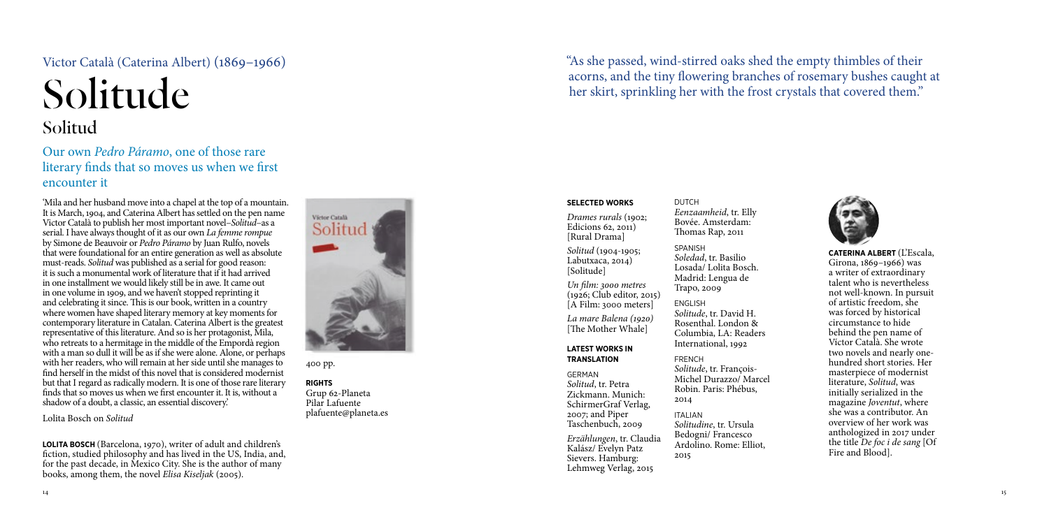Victor Català (Caterina Albert) (1869–1966)

# Solitude

## Solitud

### Our own *Pedro Páramo*, one of those rare literary finds that so moves us when we first encounter it

'Mila and her husband move into a chapel at the top of a mountain. It is March, 1904, and Caterina Albert has settled on the pen name Victor Català to publish her most important novel–*Solitud*–as a serial. I have always thought of it as our own *La femme rompue* by Simone de Beauvoir or *Pedro Páramo* by Juan Rulfo, novels that were foundational for an entire generation as well as absolute must-reads. *Solitud* was published as a serial for good reason: it is such a monumental work of literature that if it had arrived in one installment we would likely still be in awe. It came out in one volume in 1909, and we haven't stopped reprinting it and celebrating it since. This is our book, written in a country where women have shaped literary memory at key moments for contemporary literature in Catalan. Caterina Albert is the greatest representative of this literature. And so is her protagonist, Mila, who retreats to a hermitage in the middle of the Empordà region with a man so dull it will be as if she were alone. Alone, or perhaps with her readers, who will remain at her side until she manages to find herself in the midst of this novel that is considered modernist but that I regard as radically modern. It is one of those rare literary finds that so moves us when we first encounter it. It is, without a shadow of a doubt, a classic, an essential discovery.'

Lolita Bosch on *Solitud*

**LOLITA BOSCH** (Barcelona, 1970), writer of adult and children's fiction, studied philosophy and has lived in the US, India, and, for the past decade, in Mexico City. She is the author of many books, among them, the novel *Elisa Kiseljak* (2005).

400 pp.

**RIGHTS**
Grup 62-Planeta
Pilar Lafuente
plafuente@planeta.es

"As she passed, wind-stirred oaks shed the empty thimbles of their acorns, and the tiny flowering branches of rosemary bushes caught at her skirt, sprinkling her with the frost crystals that covered them."

**SELECTED WORKS**

*Drames rurals* (1902; Edicions 62, 2011) [Rural Drama]

*Solitud* (1904-1905; Labutxaca, 2014) [Solitude]

*Un film: 3000 metres* (1926; Club editor, 2015) [A Film: 3000 meters]

*La mare Balena (1920)* [The Mother Whale]

**LATEST WORKS IN TRANSLATION**

GERMAN
*Solitud*, tr. Petra Zickmann. Munich: SchirmerGraf Verlag, 2007; and Piper Taschenbuch, 2009

*Erzählungen*, tr. Claudia Kalász/ Evelyn Patz Sievers. Hamburg: Lehmweg Verlag, 2015

DUTCH
*Eenzaamheid*, tr. Elly Bovée. Amsterdam: Thomas Rap, 2011

SPANISH
*Soledad*, tr. Basilio Losada/ Lolita Bosch. Madrid: Lengua de Trapo, 2009

ENGLISH
*Solitude*, tr. David H. Rosenthal. London & Columbia, LA: Readers International, 1992

FRENCH
*Solitude*, tr. François-Michel Durazzo/ Marcel Robin. Paris: Phébus, 2014

ITALIAN
*Solitudine*, tr. Ursula Bedogni/ Francesco Ardolino. Rome: Elliot, 2015

**CATERINA ALBERT** (L'Escala, Girona, 1869–1966) was a writer of extraordinary talent who is nevertheless not well-known. In pursuit of artistic freedom, she was forced by historical circumstance to hide behind the pen name of Víctor Català. She wrote two novels and nearly one-hundred short stories. Her masterpiece of modernist literature, *Solitud*, was initially serialized in the magazine *Joventut*, where she was a contributor. An overview of her work was anthologized in 2017 under the title *De foc i de sang* [Of Fire and Blood].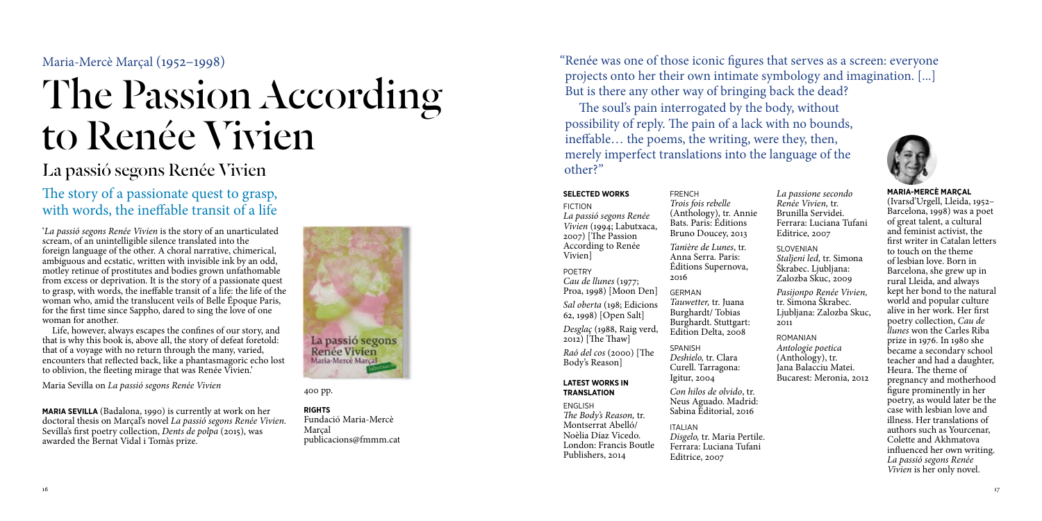Maria-Mercè Marçal (1952–1998)

# The Passion According to Renée Vivien

## La passió segons Renée Vivien

### The story of a passionate quest to grasp, with words, the ineffable transit of a life

'*La passió segons Renée Vivien* is the story of an unarticulated scream, of an unintelligible silence translated into the foreign language of the other. A choral narrative, chimerical, ambiguous and ecstatic, written with invisible ink by an odd, motley retinue of prostitutes and bodies grown unfathomable from excess or deprivation. It is the story of a passionate quest to grasp, with words, the ineffable transit of a life: the life of the woman who, amid the translucent veils of Belle Époque Paris, for the first time since Sappho, dared to sing the love of one woman for another.

Life, however, always escapes the confines of our story, and that is why this book is, above all, the story of defeat foretold: that of a voyage with no return through the many, varied, encounters that reflected back, like a phantasmagoric echo lost to oblivion, the fleeting mirage that was Renée Vivien.'

Maria Sevilla on *La passió segons Renée Vivien*

**MARIA SEVILLA** (Badalona, 1990) is currently at work on her doctoral thesis on Marçal's novel *La passió segons Renée Vivien*. Sevilla's first poetry collection, *Dents de polpa* (2015), was awarded the Bernat Vidal i Tomàs prize.

400 pp.

**RIGHTS**
Fundació Maria-Mercè Marçal
publicacions@fmmm.cat

"Renée was one of those iconic figures that serves as a screen: everyone projects onto her their own intimate symbology and imagination. [...] But is there any other way of bringing back the dead?

The soul's pain interrogated by the body, without possibility of reply. The pain of a lack with no bounds, ineffable… the poems, the writing, were they, then, merely imperfect translations into the language of the other?"

**SELECTED WORKS**

FICTION
*La passió segons Renée Vivien* (1994; Labutxaca, 2007) [The Passion According to Renée Vivien]

POETRY
*Cau de llunes* (1977; Proa, 1998) [Moon Den]

*Sal oberta* (198; Edicions 62, 1998) [Open Salt]

*Desglaç* (1988, Raig verd, 2012) [The Thaw]

*Raó del cos* (2000) [The Body's Reason]

**LATEST WORKS IN TRANSLATION**

ENGLISH
*The Body's Reason*, tr. Montserrat Abelló/ Noèlia Díaz Vicedo. London: Francis Boutle Publishers, 2014

FRENCH
*Trois fois rebelle* (Anthology), tr. Annie Bats. Paris: Éditions Bruno Doucey, 2013

*Tanière de Lunes*, tr. Anna Serra. Paris: Éditions Supernova, 2016

GERMAN
*Tauwetter*, tr. Juana Burghardt/ Tobias Burghardt. Stuttgart: Edition Delta, 2008

SPANISH
*Deshielo*, tr. Clara Curell. Tarragona: Igitur, 2004

*Con hilos de olvido*, tr. Neus Aguado. Madrid: Sabina Editorial, 2016

ITALIAN
*Disgelo*, tr. Maria Pertile. Ferrara: Luciana Tufani Editrice, 2007

*La passione secondo Renée Vivien*, tr. Brunilla Servidei. Ferrara: Luciana Tufani Editrice, 2007

SLOVENIAN
*Staljeni led*, tr. Simona Škrabec. Ljubljana: Zalozba Škuc, 2009

*Pasijonpo Renée Vivien*, tr. Simona Škrabec. Ljubljana: Zalozba Skuc, 2011

ROMANIAN
*Antologie poetica* (Anthology), tr. Jana Balacciu Matei. Bucarest: Meronia, 2012

**MARIA-MERCÈ MARÇAL** (Ivarsd'Urgell, Lleida, 1952–Barcelona, 1998) was a poet of great talent, a cultural and feminist activist, the first writer in Catalan letters to touch on the theme of lesbian love. Born in Barcelona, she grew up in rural Lleida, and always kept her bond to the natural world and popular culture alive in her work. Her first poetry collection, *Cau de llunes* won the Carles Riba prize in 1976. In 1980 she became a secondary school teacher and had a daughter, Heura. The theme of pregnancy and motherhood figure prominently in her poetry, as would later be the case with lesbian love and illness. Her translations of authors such as Yourcenar, Colette and Akhmatova influenced her own writing. *La passió segons Renée Vivien* is her only novel.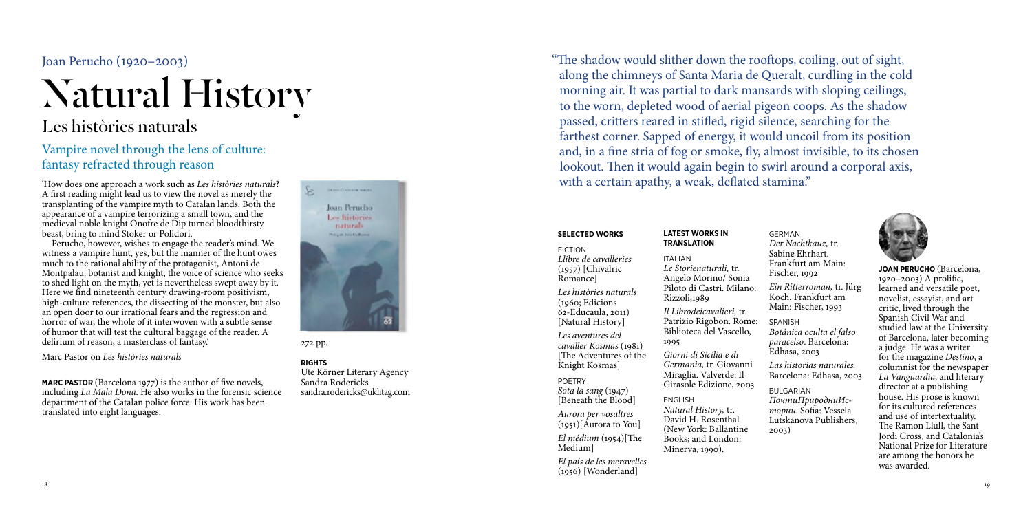Joan Perucho (1920–2003)

# Natural History

## Les històries naturals

### Vampire novel through the lens of culture: fantasy refracted through reason

'How does one approach a work such as *Les històries naturals*? A first reading might lead us to view the novel as merely the transplanting of the vampire myth to Catalan lands. Both the appearance of a vampire terrorizing a small town, and the medieval noble knight Onofre de Dip turned bloodthirsty beast, bring to mind Stoker or Polidori.

Perucho, however, wishes to engage the reader's mind. We witness a vampire hunt, yes, but the manner of the hunt owes much to the rational ability of the protagonist, Antoni de Montpalau, botanist and knight, the voice of science who seeks to shed light on the myth, yet is nevertheless swept away by it. Here we find nineteenth century drawing-room positivism, high-culture references, the dissecting of the monster, but also an open door to our irrational fears and the regression and horror of war, the whole of it interwoven with a subtle sense of humor that will test the cultural baggage of the reader. A delirium of reason, a masterclass of fantasy.'

Marc Pastor on *Les històries naturals*

**MARC PASTOR** (Barcelona 1977) is the author of five novels, including *La Mala Dona*. He also works in the forensic science department of the Catalan police force. His work has been translated into eight languages.

272 pp.

**RIGHTS**
Ute Körner Literary Agency
Sandra Rodericks
sandra.rodericks@uklitag.com

"The shadow would slither down the rooftops, coiling, out of sight, along the chimneys of Santa Maria de Queralt, curdling in the cold morning air. It was partial to dark mansards with sloping ceilings, to the worn, depleted wood of aerial pigeon coops. As the shadow passed, critters reared in stifled, rigid silence, searching for the farthest corner. Sapped of energy, it would uncoil from its position and, in a fine stria of fog or smoke, fly, almost invisible, to its chosen lookout. Then it would again begin to swirl around a corporal axis, with a certain apathy, a weak, deflated stamina."

**SELECTED WORKS**

FICTION

*Llibre de cavalleries* (1957) [Chivalric Romance]

*Les històries naturals* (1960; Edicions 62-Educaula, 2011) [Natural History]

*Les aventures del cavaller Kosmas* (1981) [The Adventures of the Knight Kosmas]

POETRY

*Sota la sang* (1947) [Beneath the Blood]

*Aurora per vosaltres* (1951)[Aurora to You]

*El médium* (1954)[The Medium]

*El país de les meravelles* (1956) [Wonderland]

**LATEST WORKS IN TRANSLATION**

ITALIAN

*Le Storienaturali,* tr. Angelo Morino/ Sonia Piloto di Castri. Milano: Rizzoli,1989

*Il Librodeicavalieri,* tr. Patrizio Rigobon. Rome: Biblioteca del Vascello, 1995

*Giorni di Sicilia e di Germania,* tr. Giovanni Miraglia. Valverde: Il Girasole Edizione, 2003

ENGLISH

*Natural History,* tr. David H. Rosenthal (New York: Ballantine Books; and London: Minerva, 1990).

GERMAN

*Der Nachtkauz,* tr. Sabine Ehrhart. Frankfurt am Main: Fischer, 1992

*Ein Ritterroman,* tr. Jürg Koch. Frankfurt am Main: Fischer, 1993

SPANISH

*Botánica oculta el falso paracelso*. Barcelona: Edhasa, 2003

*Las historias naturales.* Barcelona: Edhasa, 2003

BULGARIAN

*ПочтиПриродниИстории.* Sofia: Vessela Lutskanova Publishers, 2003)

**JOAN PERUCHO** (Barcelona, 1920–2003) A prolific, learned and versatile poet, novelist, essayist, and art critic, lived through the Spanish Civil War and studied law at the University of Barcelona, later becoming a judge. He was a writer for the magazine *Destino*, a columnist for the newspaper *La Vanguardia*, and literary director at a publishing house. His prose is known for its cultured references and use of intertextuality. The Ramon Llull, the Sant Jordi Cross, and Catalonia's National Prize for Literature are among the honors he was awarded.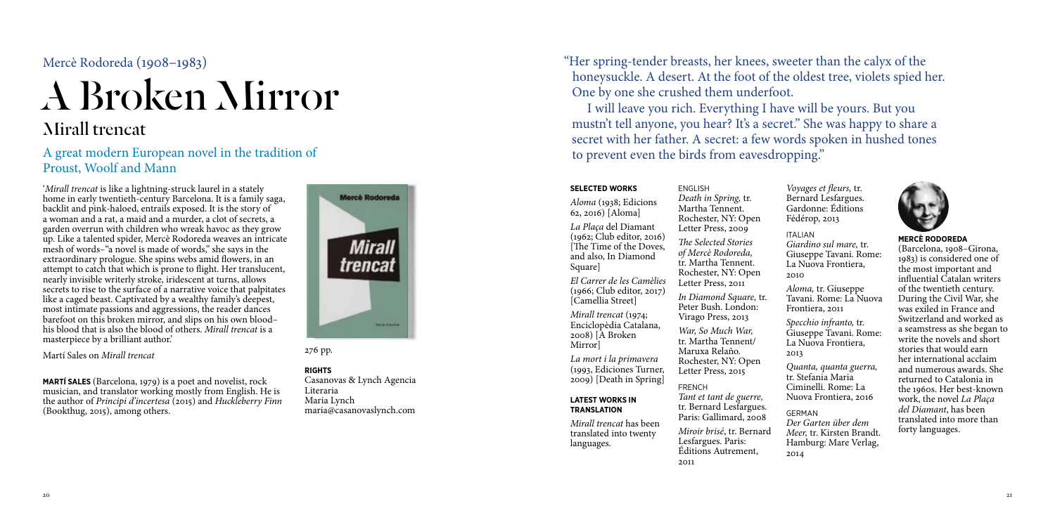Mercè Rodoreda (1908–1983)

# A Broken Mirror

## Mirall trencat

### A great modern European novel in the tradition of Proust, Woolf and Mann

'*Mirall trencat* is like a lightning-struck laurel in a stately home in early twentieth-century Barcelona. It is a family saga, backlit and pink-haloed, entrails exposed. It is the story of a woman and a rat, a maid and a murder, a clot of secrets, a garden overrun with children who wreak havoc as they grow up. Like a talented spider, Mercè Rodoreda weaves an intricate mesh of words–"a novel is made of words," she says in the extraordinary prologue. She spins webs amid flowers, in an attempt to catch that which is prone to flight. Her translucent, nearly invisible writerly stroke, iridescent at turns, allows secrets to rise to the surface of a narrative voice that palpitates like a caged beast. Captivated by a wealthy family's deepest, most intimate passions and aggressions, the reader dances barefoot on this broken mirror, and slips on his own blood–his blood that is also the blood of others. *Mirall trencat* is a masterpiece by a brilliant author.'

Martí Sales on *Mirall trencat*

**MARTÍ SALES** (Barcelona, 1979) is a poet and novelist, rock musician, and translator working mostly from English. He is the author of *Principi d'incertesa* (2015) and *Huckleberry Finn* (Bookthug, 2015), among others.

276 pp.

**RIGHTS**
Casanovas & Lynch Agencia Literaria
Maria Lynch
maria@casanovaslynch.com

"Her spring-tender breasts, her knees, sweeter than the calyx of the honeysuckle. A desert. At the foot of the oldest tree, violets spied her. One by one she crushed them underfoot.

I will leave you rich. Everything I have will be yours. But you mustn't tell anyone, you hear? It's a secret." She was happy to share a secret with her father. A secret: a few words spoken in hushed tones to prevent even the birds from eavesdropping."

**SELECTED WORKS**

*Aloma* (1938; Edicions 62, 2016) [Aloma]

*La Plaça* del Diamant (1962; Club editor, 2016) [The Time of the Doves, and also, In Diamond Square]

*El Carrer de les Camèlies* (1966; Club editor, 2017) [Camellia Street]

*Mirall trencat* (1974; Enciclopèdia Catalana, 2008) [A Broken Mirror]

*La mort i la primavera* (1993, Ediciones Turner, 2009) [Death in Spring]

**LATEST WORKS IN TRANSLATION**

*Mirall trencat* has been translated into twenty languages.

ENGLISH
*Death in Spring,* tr. Martha Tennent. Rochester, NY: Open Letter Press, 2009

*The Selected Stories of Mercè Rodoreda,* tr. Martha Tennent. Rochester, NY: Open Letter Press, 2011

*In Diamond Square,* tr. Peter Bush. London: Virago Press, 2013

*War, So Much War,* tr. Martha Tennent/ Maruxa Relaño. Rochester, NY: Open Letter Press, 2015

FRENCH
*Tant et tant de guerre,* tr. Bernard Lesfargues. Paris: Gallimard, 2008

*Miroir brisé*, tr. Bernard Lesfargues. Paris: Éditions Autrement, 2011

*Voyages et fleurs,* tr. Bernard Lesfargues. Gardonne: Éditions Fédérop, 2013

ITALIAN
*Giardino sul mare,* tr. Giuseppe Tavani. Rome: La Nuova Frontiera, 2010

*Aloma,* tr. Giuseppe Tavani. Rome: La Nuova Frontiera, 2011

*Specchio infranto,* tr. Giuseppe Tavani. Rome: La Nuova Frontiera, 2013

*Quanta, quanta guerra,* tr. Stefania Maria Ciminelli. Rome: La Nuova Frontiera, 2016

GERMAN
*Der Garten über dem Meer,* tr. Kirsten Brandt. Hamburg: Mare Verlag, 2014

**MERCÈ RODOREDA**
(Barcelona, 1908–Girona, 1983) is considered one of the most important and influential Catalan writers of the twentieth century. During the Civil War, she was exiled in France and Switzerland and worked as a seamstress as she began to write the novels and short stories that would earn her international acclaim and numerous awards. She returned to Catalonia in the 1960s. Her best-known work, the novel *La Plaça del Diamant*, has been translated into more than forty languages.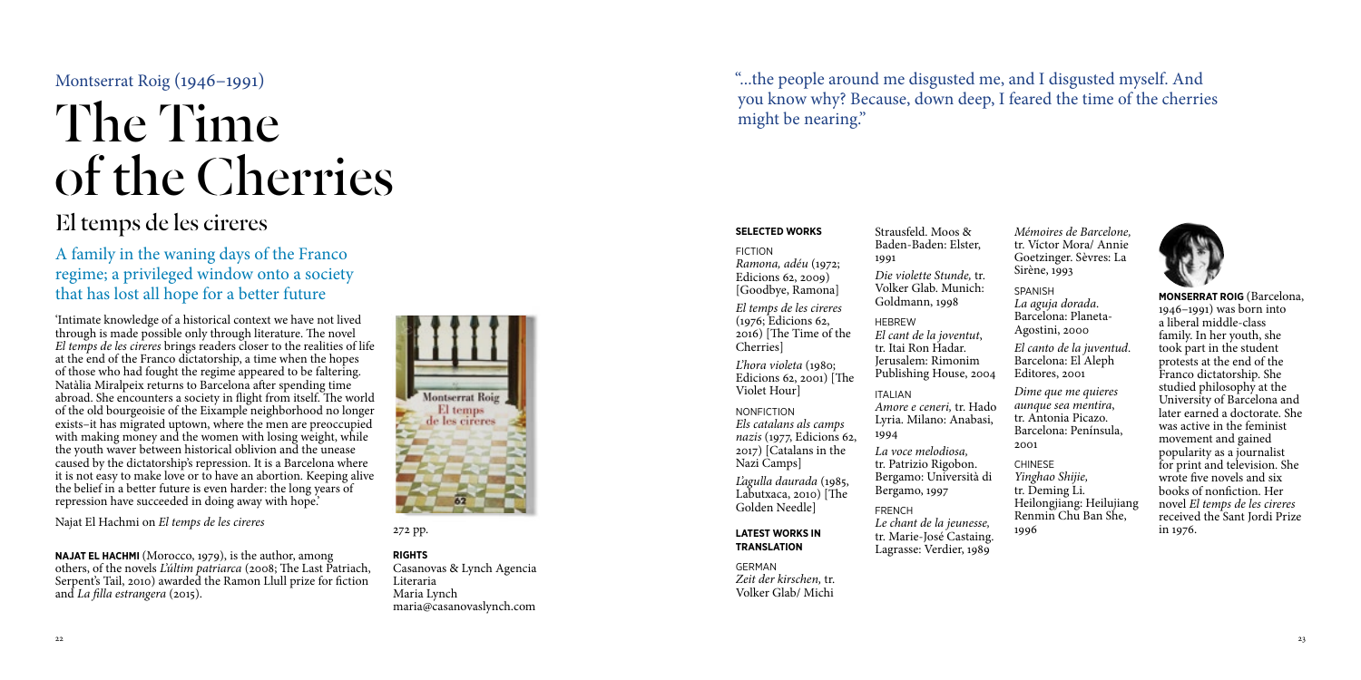## Montserrat Roig (1946–1991)

# The Time of the Cherries

## El temps de les cireres

### A family in the waning days of the Franco regime; a privileged window onto a society that has lost all hope for a better future

'Intimate knowledge of a historical context we have not lived through is made possible only through literature. The novel *El temps de les cireres* brings readers closer to the realities of life at the end of the Franco dictatorship, a time when the hopes of those who had fought the regime appeared to be faltering. Natàlia Miralpeix returns to Barcelona after spending time abroad. She encounters a society in flight from itself. The world of the old bourgeoisie of the Eixample neighborhood no longer exists–it has migrated uptown, where the men are preoccupied with making money and the women with losing weight, while the youth waver between historical oblivion and the unease caused by the dictatorship's repression. It is a Barcelona where it is not easy to make love or to have an abortion. Keeping alive the belief in a better future is even harder: the long years of repression have succeeded in doing away with hope.'

Najat El Hachmi on *El temps de les cireres*

**NAJAT EL HACHMI** (Morocco, 1979), is the author, among others, of the novels *L'últim patriarca* (2008; The Last Patriarch, Serpent's Tail, 2010) awarded the Ramon Llull prize for fiction and *La filla estrangera* (2015).

272 pp.

**RIGHTS**
Casanovas & Lynch Agencia Literaria
Maria Lynch
maria@casanovaslynch.com

"...the people around me disgusted me, and I disgusted myself. And you know why? Because, down deep, I feared the time of the cherries might be nearing."

**SELECTED WORKS**

FICTION

*Ramona, adéu* (1972; Edicions 62, 2009) [Goodbye, Ramona]

*El temps de les cireres* (1976; Edicions 62, 2016) [The Time of the Cherries]

*L'hora violeta* (1980; Edicions 62, 2001) [The Violet Hour]

NONFICTION

*Els catalans als camps nazis* (1977, Edicions 62, 2017) [Catalans in the Nazi Camps]

*L'agulla daurada* (1985, Labutxaca, 2010) [The Golden Needle]

**LATEST WORKS IN TRANSLATION**

GERMAN

*Zeit der kirschen,* tr. Volker Glab/ Michi Strausfeld. Moos & Baden-Baden: Elster, 1991

*Die violette Stunde,* tr. Volker Glab. Munich: Goldmann, 1998

HEBREW

*El cant de la joventut*, tr. Itai Ron Hadar. Jerusalem: Rimonim Publishing House, 2004

ITALIAN

*Amore e ceneri,* tr. Hado Lyria. Milano: Anabasi, 1994

*La voce melodiosa,* tr. Patrizio Rigobon. Bergamo: Università di Bergamo, 1997

FRENCH

*Le chant de la jeunesse,* tr. Marie-José Castaing. Lagrasse: Verdier, 1989

*Mémoires de Barcelone,* tr. Víctor Mora/ Annie Goetzinger. Sèvres: La Sirène, 1993

SPANISH

*La aguja dorada*. Barcelona: Planeta-Agostini, 2000

*El canto de la juventud*. Barcelona: El Aleph Editores, 2001

*Dime que me quieres aunque sea mentira*, tr. Antonia Picazo. Barcelona: Península, 2001

CHINESE

*Yinghao Shijie,* tr. Deming Li. Heilongjiang: Heilujiang Renmin Chu Ban She, 1996

**MONSERRAT ROIG** (Barcelona, 1946–1991) was born into a liberal middle-class family. In her youth, she took part in the student protests at the end of the Franco dictatorship. She studied philosophy at the University of Barcelona and later earned a doctorate. She was active in the feminist movement and gained popularity as a journalist for print and television. She wrote five novels and six books of nonfiction. Her novel *El temps de les cireres* received the Sant Jordi Prize in 1976.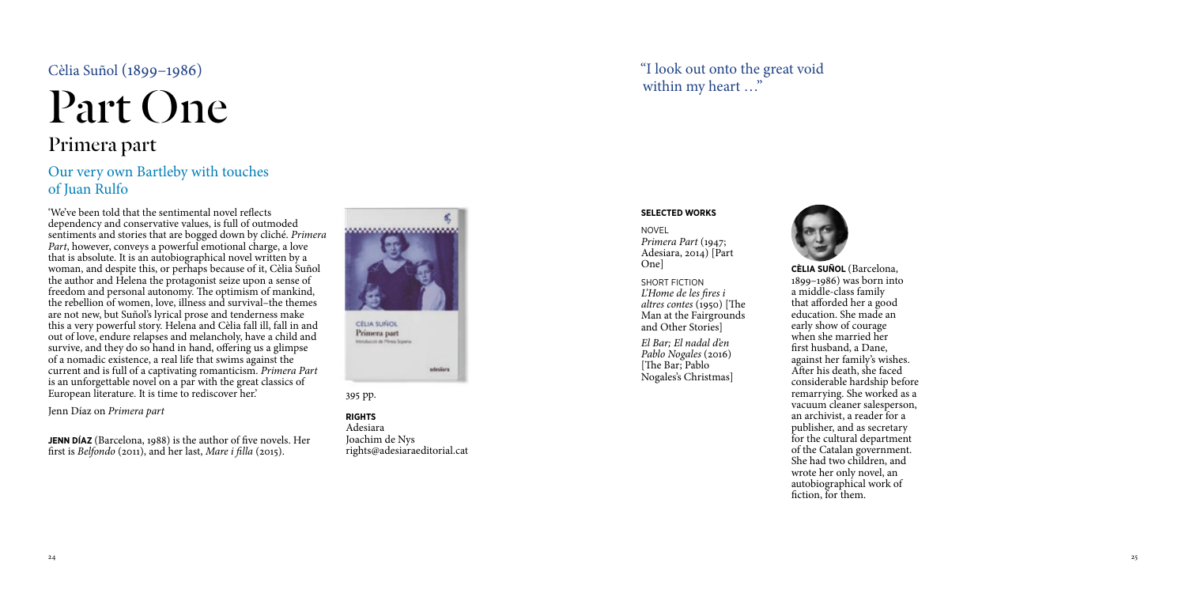Cèlia Suñol (1899–1986)

# Part One

## Primera part

### Our very own Bartleby with touches of Juan Rulfo

'We've been told that the sentimental novel reflects dependency and conservative values, is full of outmoded sentiments and stories that are bogged down by cliché. *Primera Part*, however, conveys a powerful emotional charge, a love that is absolute. It is an autobiographical novel written by a woman, and despite this, or perhaps because of it, Cèlia Suñol the author and Helena the protagonist seize upon a sense of freedom and personal autonomy. The optimism of mankind, the rebellion of women, love, illness and survival–the themes are not new, but Suñol's lyrical prose and tenderness make this a very powerful story. Helena and Cèlia fall ill, fall in and out of love, endure relapses and melancholy, have a child and survive, and they do so hand in hand, offering us a glimpse of a nomadic existence, a real life that swims against the current and is full of a captivating romanticism. *Primera Part* is an unforgettable novel on a par with the great classics of European literature. It is time to rediscover her.'

Jenn Díaz on *Primera part*

**JENN DÍAZ** (Barcelona, 1988) is the author of five novels. Her first is *Belfondo* (2011), and her last, *Mare i filla* (2015).

395 pp.

**RIGHTS**
Adesiara
Joachim de Nys
rights@adesiaraeditorial.cat

"I look out onto the great void within my heart …"

**SELECTED WORKS**

NOVEL
*Primera Part* (1947; Adesiara, 2014) [Part One]

SHORT FICTION
*L'Home de les fires i altres contes* (1950) [The Man at the Fairgrounds and Other Stories]

*El Bar; El nadal d'en Pablo Nogales* (2016) [The Bar; Pablo Nogales's Christmas]

**CÈLIA SUÑOL** (Barcelona, 1899–1986) was born into a middle-class family that afforded her a good education. She made an early show of courage when she married her first husband, a Dane, against her family's wishes. After his death, she faced considerable hardship before remarrying. She worked as a vacuum cleaner salesperson, an archivist, a reader for a publisher, and as secretary for the cultural department of the Catalan government. She had two children, and wrote her only novel, an autobiographical work of fiction, for them.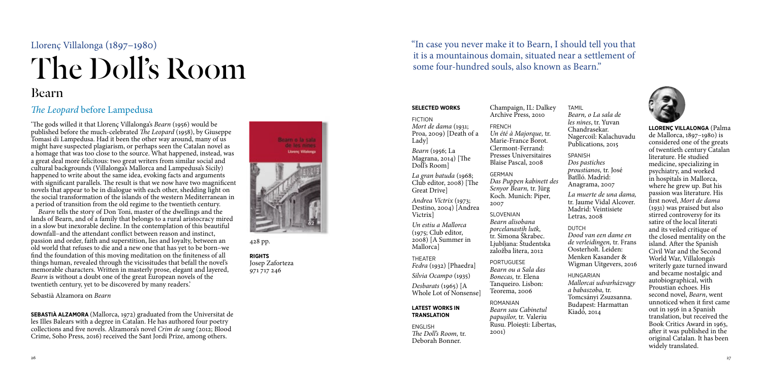Llorenç Villalonga (1897–1980)

# The Doll's Room

## Bearn

### *The Leopard* before Lampedusa

'The gods willed it that Llorenç Villalonga's *Bearn* (1956) would be published before the much-celebrated *The Leopard* (1958), by Giuseppe Tomasi di Lampedusa. Had it been the other way around, many of us might have suspected plagiarism, or perhaps seen the Catalan novel as a homage that was too close to the source. What happened, instead, was a great deal more felicitous: two great writers from similar social and cultural backgrounds (Villalonga's Mallorca and Lampedusa's Sicily) happened to write about the same idea, evoking facts and arguments with significant parallels. The result is that we now have two magnificent novels that appear to be in dialogue with each other, shedding light on the social transformation of the islands of the western Mediterranean in a period of transition from the old regime to the twentieth century.

*Bearn* tells the story of Don Toni, master of the dwellings and the lands of Bearn, and of a family that belongs to a rural aristocracy mired in a slow but inexorable decline. In the contemplation of this beautiful downfall–and the attendant conflict between reason and instinct, passion and order, faith and superstition, lies and loyalty, between an old world that refuses to die and a new one that has yet to be born–we find the foundation of this moving meditation on the finiteness of all things human, revealed through the vicissitudes that befall the novel's memorable characters. Written in masterly prose, elegant and layered, *Bearn* is without a doubt one of the great European novels of the twentieth century, yet to be discovered by many readers.'

Sebastià Alzamora on *Bearn*

**SEBASTIÀ ALZAMORA** (Mallorca, 1972) graduated from the Universitat de les Illes Balears with a degree in Catalan. He has authored four poetry collections and five novels. Alzamora's novel *Crim de sang* (2012; Blood Crime, Soho Press, 2016) received the Sant Jordi Prize, among others.

428 pp.

**RIGHTS**
Josep Zaforteza
971 717 246

"In case you never make it to Bearn, I should tell you that it is a mountainous domain, situated near a settlement of some four-hundred souls, also known as Bearn."

**SELECTED WORKS**

FICTION

*Mort de dama* (1931; Proa, 2009) [Death of a Lady]

*Bearn* (1956; La Magrana, 2014) [The Doll's Room]

*La gran batuda* (1968; Club editor, 2008) [The Great Drive]

*Andrea Víctrix* (1973; Destino, 2004) [Andrea Victrix]

*Un estiu a Mallorca* (1975; Club editor, 2008) [A Summer in Mallorca]

THEATER

*Fedra* (1932) [Phaedra]

*Silvia Ocampo* (1935)

*Desbarats* (1965) [A Whole Lot of Nonsense]

**LATEST WORKS IN TRANSLATION**

ENGLISH
*The Doll's Room,* tr. Deborah Bonner. Champaign, IL: Dalkey Archive Press, 2010

FRENCH
*Un été à Majorque,* tr. Marie-France Borot. Clermont-Ferrand: Presses Universitaires Blaise Pascal, 2008

GERMAN
*Das Puppen kabinett des Senyor Bearn,* tr. Jürg Koch. Munich: Piper, 2007

SLOVENIAN
*Bearn alisobana porcelanastih lutk,* tr. Simona Škrabec. Ljubljana: Študentska založba litera, 2012

PORTUGUESE
*Bearn ou a Sala das Bonecas,* tr. Elena Tanqueiro. Lisbon: Teorema, 2006

ROMANIAN
*Bearn sau Cabinetul papușilor,* tr. Valeriu Rusu. Ploiești: Libertas, 2001)

TAMIL
*Bearn, o La sala de les nines*, tr. Yuvan Chandrasekar. Nagercoil: Kalachuvadu Publications, 2015

SPANISH
*Dos pastiches proustianos,* tr. José Batlló. Madrid: Anagrama, 2007

*La muerte de una dama,* tr. Jaume Vidal Alcover. Madrid: Veintisiete Letras, 2008

DUTCH
*Dood van een dame en de verleidingen,* tr. Frans Oosterholt. Leiden: Menken Kasander & Wigman Uitgevers, 2016

HUNGARIAN
*Mallorcai udvarházvagy a babaszoba,* tr. Tomcsányi Zsuzsanna. Budapest: Harmattan Kiadó, 2014

**LLORENÇ VILLALONGA** (Palma de Mallorca, 1897–1980) is considered one of the greats of twentieth century Catalan literature. He studied medicine, specializing in psychiatry, and worked in hospitals in Mallorca, where he grew up. But his passion was literature. His first novel, *Mort de dama* (1931) was praised but also stirred controversy for its satire of the local literati and its veiled critique of the closed mentality on the island. After the Spanish Civil War and the Second World War, Villalonga's writerly gaze turned inward and became nostalgic and autobiographical, with Proustian echoes. His second novel, *Bearn*, went unnoticed when it first came out in 1956 in a Spanish translation, but received the Book Critics Award in 1963, after it was published in the original Catalan. It has been widely translated.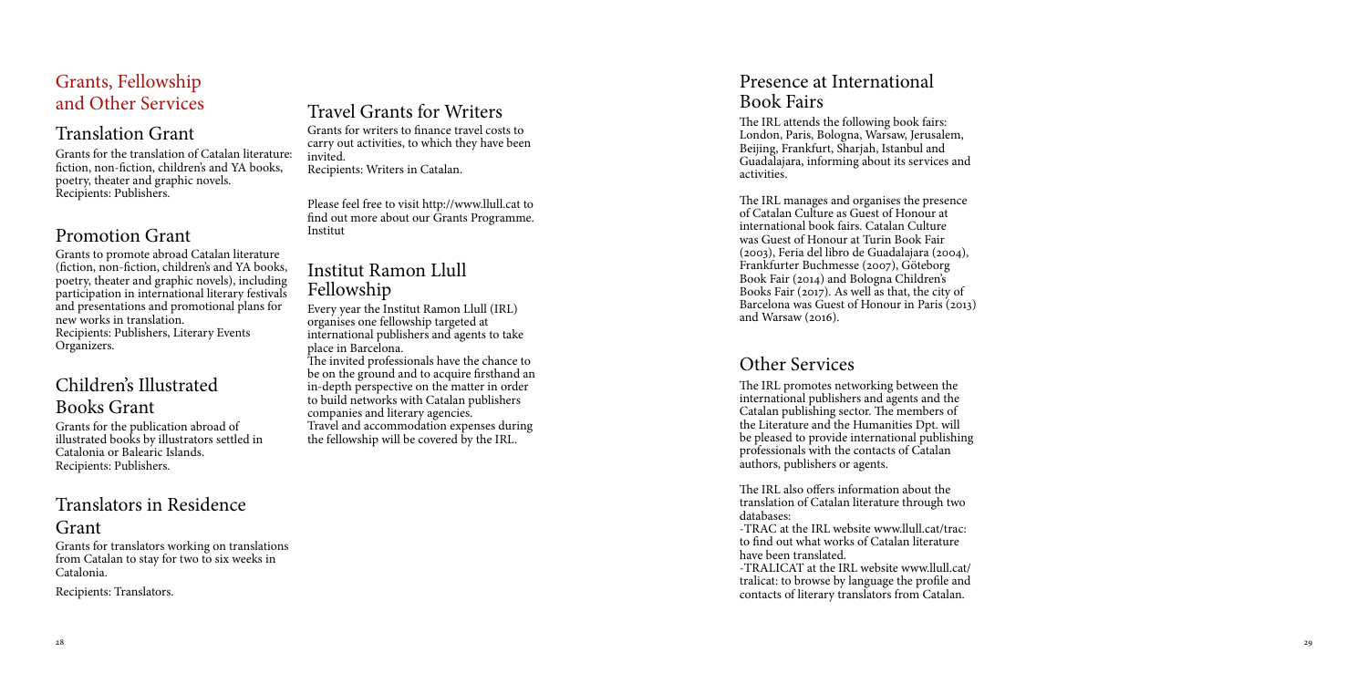## Grants, Fellowship and Other Services

### Translation Grant

Grants for the translation of Catalan literature: fiction, non-fiction, children's and YA books, poetry, theater and graphic novels.
Recipients: Publishers.

### Promotion Grant

Grants to promote abroad Catalan literature (fiction, non-fiction, children's and YA books, poetry, theater and graphic novels), including participation in international literary festivals and presentations and promotional plans for new works in translation.
Recipients: Publishers, Literary Events Organizers.

### Children's Illustrated Books Grant

Grants for the publication abroad of illustrated books by illustrators settled in Catalonia or Balearic Islands.
Recipients: Publishers.

### Translators in Residence Grant

Grants for translators working on translations from Catalan to stay for two to six weeks in Catalonia.

Recipients: Translators.

### Travel Grants for Writers

Grants for writers to finance travel costs to carry out activities, to which they have been invited.
Recipients: Writers in Catalan.

Please feel free to visit http://www.llull.cat to find out more about our Grants Programme. Institut

### Institut Ramon Llull Fellowship

Every year the Institut Ramon Llull (IRL) organises one fellowship targeted at international publishers and agents to take place in Barcelona.
The invited professionals have the chance to be on the ground and to acquire firsthand an in-depth perspective on the matter in order to build networks with Catalan publishers companies and literary agencies.
Travel and accommodation expenses during the fellowship will be covered by the IRL.

### Presence at International Book Fairs

The IRL attends the following book fairs: London, Paris, Bologna, Warsaw, Jerusalem, Beijing, Frankfurt, Sharjah, Istanbul and Guadalajara, informing about its services and activities.

The IRL manages and organises the presence of Catalan Culture as Guest of Honour at international book fairs. Catalan Culture was Guest of Honour at Turin Book Fair (2003), Feria del libro de Guadalajara (2004), Frankfurter Buchmesse (2007), Göteborg Book Fair (2014) and Bologna Children's Books Fair (2017). As well as that, the city of Barcelona was Guest of Honour in Paris (2013) and Warsaw (2016).

### Other Services

The IRL promotes networking between the international publishers and agents and the Catalan publishing sector. The members of the Literature and the Humanities Dpt. will be pleased to provide international publishing professionals with the contacts of Catalan authors, publishers or agents.

The IRL also offers information about the translation of Catalan literature through two databases:
-TRAC at the IRL website www.llull.cat/trac: to find out what works of Catalan literature have been translated.
-TRALICAT at the IRL website www.llull.cat/tralicat: to browse by language the profile and contacts of literary translators from Catalan.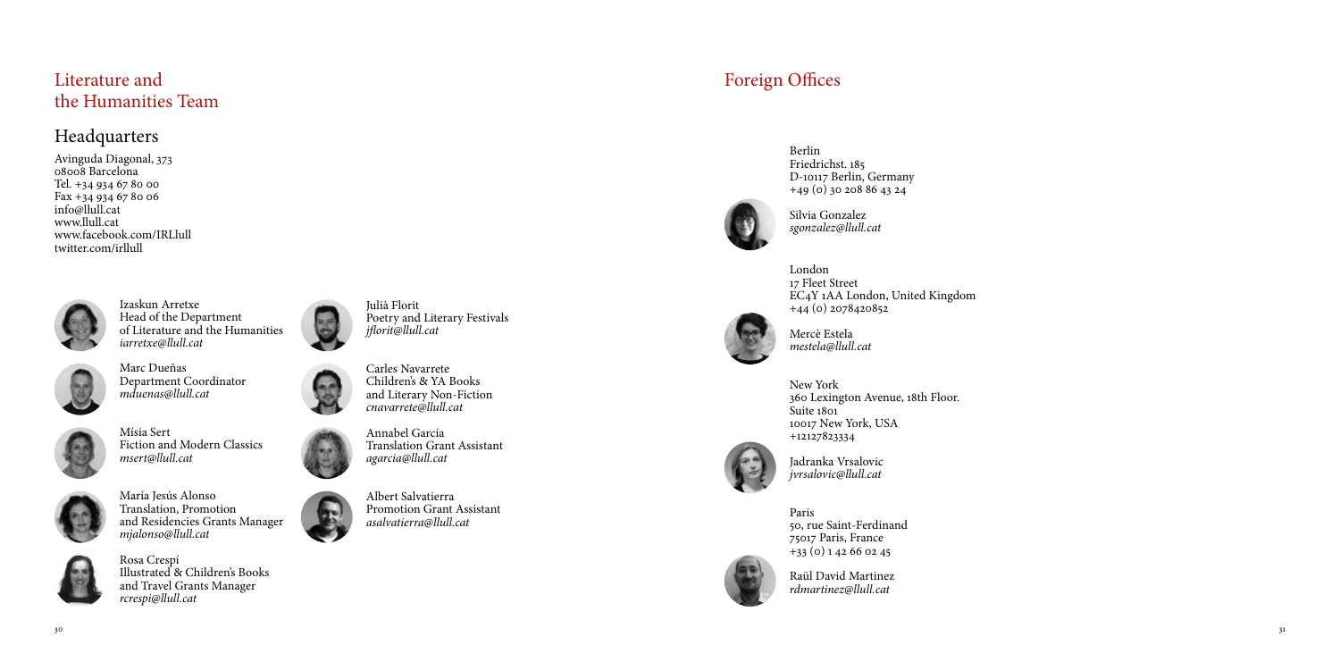# Literature and the Humanities Team

## Headquarters

Avinguda Diagonal, 373
08008 Barcelona
Tel. +34 934 67 80 00
Fax +34 934 67 80 06
info@llull.cat
www.llull.cat
www.facebook.com/IRLlull
twitter.com/irllull

Izaskun Arretxe
Head of the Department of Literature and the Humanities
*iarretxe@llull.cat*

Marc Dueñas
Department Coordinator
*mduenas@llull.cat*

Mísia Sert
Fiction and Modern Classics
*msert@llull.cat*

María Jesús Alonso
Translation, Promotion and Residencies Grants Manager
*mjalonso@llull.cat*

Rosa Crespí
Illustrated & Children's Books and Travel Grants Manager
*rcrespi@llull.cat*

Julià Florit
Poetry and Literary Festivals
*jflorit@llull.cat*

Carles Navarrete
Children's & YA Books and Literary Non-Fiction
*cnavarrete@llull.cat*

Annabel García
Translation Grant Assistant
*agarcia@llull.cat*

Albert Salvatierra
Promotion Grant Assistant
*asalvatierra@llull.cat*

# Foreign Offices

Berlin
Friedrichst. 185
D-10117 Berlin, Germany
+49 (0) 30 208 86 43 24

Silvia Gonzalez
*sgonzalez@llull.cat*

London
17 Fleet Street
EC4Y 1AA London, United Kingdom
+44 (0) 2078420852

Mercè Estela
*mestela@llull.cat*

New York
360 Lexington Avenue, 18th Floor.
Suite 1801
10017 New York, USA
+12127823334

Jadranka Vrsalovic
*jvrsalovic@llull.cat*

Paris
50, rue Saint-Ferdinand
75017 Paris, France
+33 (0) 1 42 66 02 45

Raül David Martinez
*rdmartinez@llull.cat*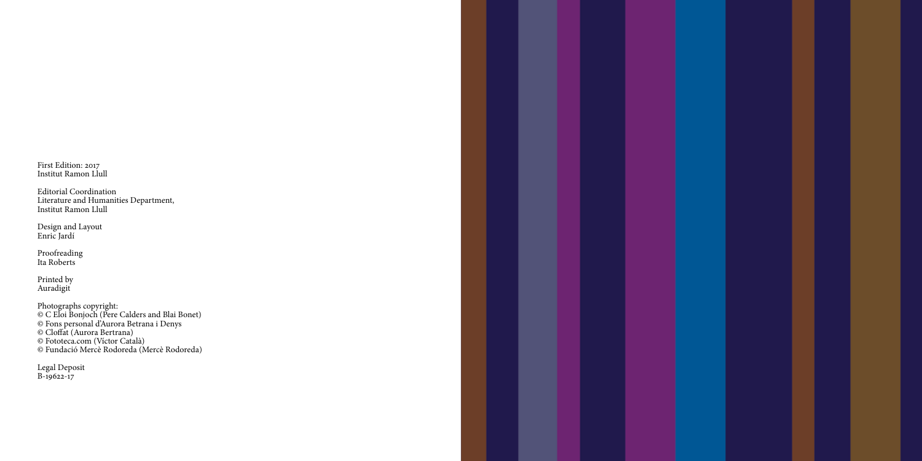First Edition: 2017
Institut Ramon Llull

Editorial Coordination
Literature and Humanities Department,
Institut Ramon Llull

Design and Layout
Enric Jardí

Proofreading
Ita Roberts

Printed by
Auradigit

Photographs copyright:
© C Eloi Bonjoch (Pere Calders and Blai Bonet)
© Fons personal d'Aurora Betrana i Denys
© Cloffat (Aurora Bertrana)
© Fototeca.com (Víctor Català)
© Fundació Mercè Rodoreda (Mercè Rodoreda)

Legal Deposit
B-19622-17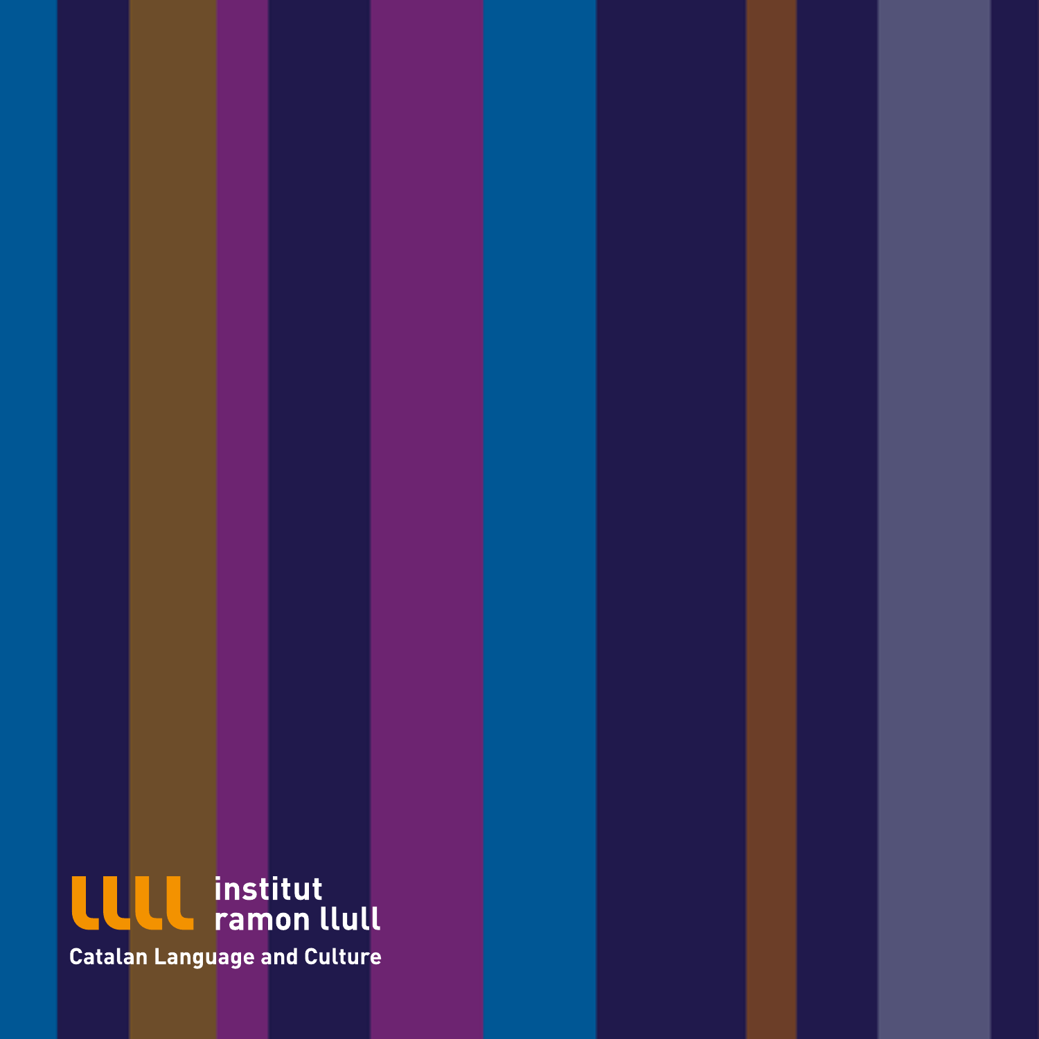institut
ramon llull

Catalan Language and Culture